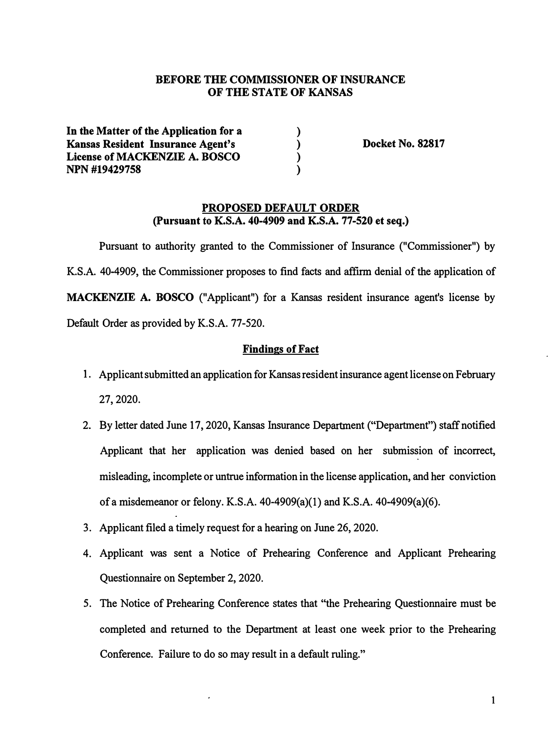**BEFORE THE COMMISSIONER OF INSURANCE**
**OF THE STATE OF KANSAS**

| | | |
|---|---|---|
| **In the Matter of the Application for a** | ) | |
| **Kansas Resident Insurance Agent's** | ) | **Docket No. 82817** |
| **License of MACKENZIE A. BOSCO** | ) | |
| **NPN #19429758** | ) | |

**PROPOSED DEFAULT ORDER**
**(Pursuant to K.S.A. 40-4909 and K.S.A. 77-520 et seq.)**

Pursuant to authority granted to the Commissioner of Insurance ("Commissioner") by K.S.A. 40-4909, the Commissioner proposes to find facts and affirm denial of the application of **MACKENZIE A. BOSCO** ("Applicant") for a Kansas resident insurance agent's license by Default Order as provided by K.S.A. 77-520.

## Findings of Fact

1. Applicant submitted an application for Kansas resident insurance agent license on February 27, 2020.
2. By letter dated June 17, 2020, Kansas Insurance Department ("Department") staff notified Applicant that her application was denied based on her submission of incorrect, misleading, incomplete or untrue information in the license application, and her conviction of a misdemeanor or felony. K.S.A. 40-4909(a)(1) and K.S.A. 40-4909(a)(6).
3. Applicant filed a timely request for a hearing on June 26, 2020.
4. Applicant was sent a Notice of Prehearing Conference and Applicant Prehearing Questionnaire on September 2, 2020.
5. The Notice of Prehearing Conference states that "the Prehearing Questionnaire must be completed and returned to the Department at least one week prior to the Prehearing Conference. Failure to do so may result in a default ruling."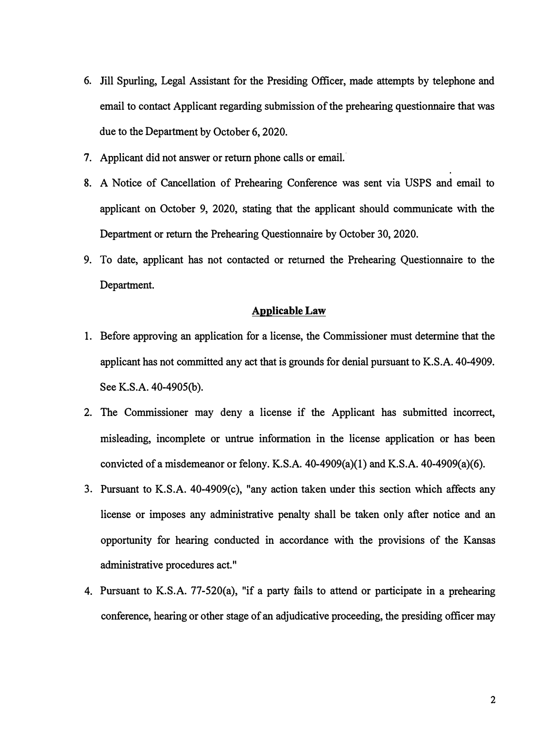6. Jill Spurling, Legal Assistant for the Presiding Officer, made attempts by telephone and email to contact Applicant regarding submission of the prehearing questionnaire that was due to the Department by October 6, 2020.
7. Applicant did not answer or return phone calls or email.
8. A Notice of Cancellation of Prehearing Conference was sent via USPS and email to applicant on October 9, 2020, stating that the applicant should communicate with the Department or return the Prehearing Questionnaire by October 30, 2020.
9. To date, applicant has not contacted or returned the Prehearing Questionnaire to the Department.

## Applicable Law

1. Before approving an application for a license, the Commissioner must determine that the applicant has not committed any act that is grounds for denial pursuant to K.S.A. 40-4909. See K.S.A. 40-4905(b).
2. The Commissioner may deny a license if the Applicant has submitted incorrect, misleading, incomplete or untrue information in the license application or has been convicted of a misdemeanor or felony. K.S.A. 40-4909(a)(1) and K.S.A. 40-4909(a)(6).
3. Pursuant to K.S.A. 40-4909(c), "any action taken under this section which affects any license or imposes any administrative penalty shall be taken only after notice and an opportunity for hearing conducted in accordance with the provisions of the Kansas administrative procedures act."
4. Pursuant to K.S.A. 77-520(a), "if a party fails to attend or participate in a prehearing conference, hearing or other stage of an adjudicative proceeding, the presiding officer may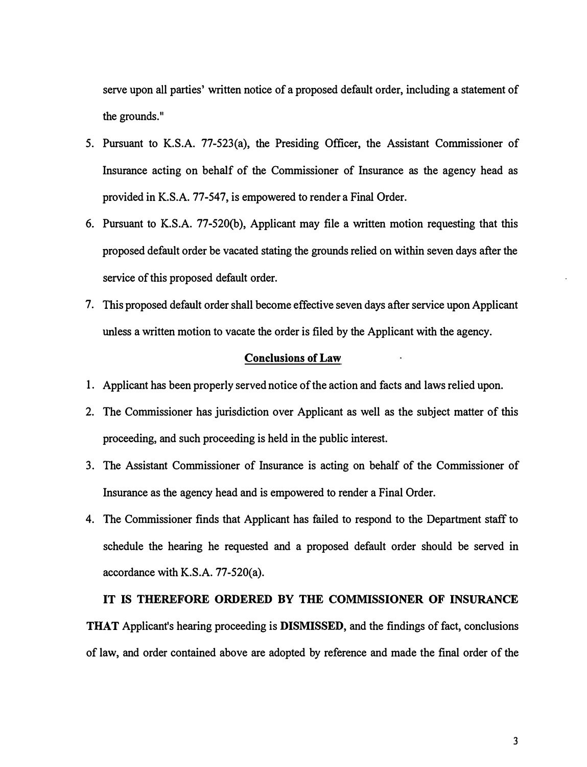serve upon all parties' written notice of a proposed default order, including a statement of the grounds."

5. Pursuant to K.S.A. 77-523(a), the Presiding Officer, the Assistant Commissioner of Insurance acting on behalf of the Commissioner of Insurance as the agency head as provided in K.S.A. 77-547, is empowered to render a Final Order.
6. Pursuant to K.S.A. 77-520(b), Applicant may file a written motion requesting that this proposed default order be vacated stating the grounds relied on within seven days after the service of this proposed default order.
7. This proposed default order shall become effective seven days after service upon Applicant unless a written motion to vacate the order is filed by the Applicant with the agency.

## Conclusions of Law

1. Applicant has been properly served notice of the action and facts and laws relied upon.
2. The Commissioner has jurisdiction over Applicant as well as the subject matter of this proceeding, and such proceeding is held in the public interest.
3. The Assistant Commissioner of Insurance is acting on behalf of the Commissioner of Insurance as the agency head and is empowered to render a Final Order.
4. The Commissioner finds that Applicant has failed to respond to the Department staff to schedule the hearing he requested and a proposed default order should be served in accordance with K.S.A. 77-520(a).

**IT IS THEREFORE ORDERED BY THE COMMISSIONER OF INSURANCE THAT** Applicant's hearing proceeding is **DISMISSED**, and the findings of fact, conclusions of law, and order contained above are adopted by reference and made the final order of the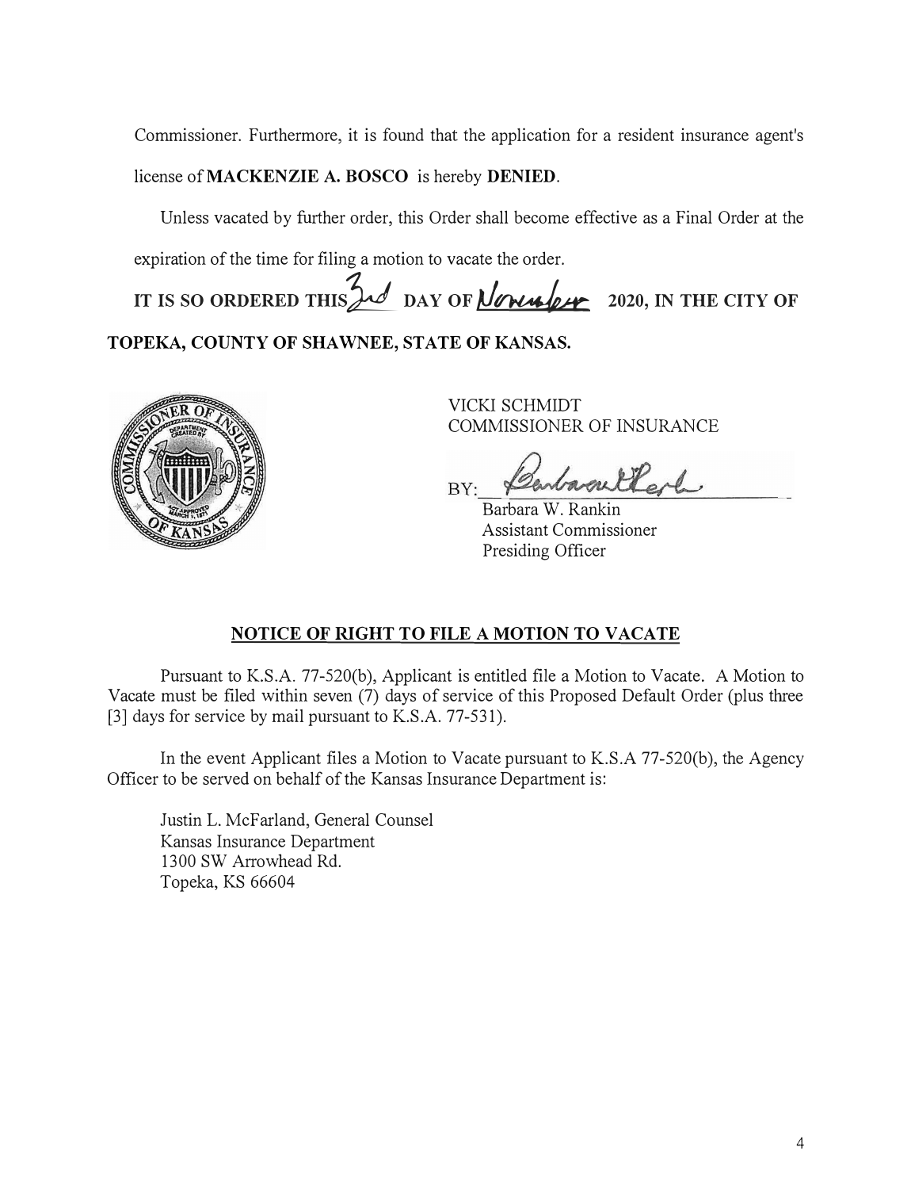Commissioner. Furthermore, it is found that the application for a resident insurance agent's license of **MACKENZIE A. BOSCO** is hereby **DENIED**.

Unless vacated by further order, this Order shall become effective as a Final Order at the expiration of the time for filing a motion to vacate the order.

**IT IS SO ORDERED THIS 3rd DAY OF November 2020, IN THE CITY OF TOPEKA, COUNTY OF SHAWNEE, STATE OF KANSAS.**

VICKI SCHMIDT
COMMISSIONER OF INSURANCE

BY: ______________________
Barbara W. Rankin
Assistant Commissioner
Presiding Officer

## NOTICE OF RIGHT TO FILE A MOTION TO VACATE

Pursuant to K.S.A. 77-520(b), Applicant is entitled file a Motion to Vacate. A Motion to Vacate must be filed within seven (7) days of service of this Proposed Default Order (plus three [3] days for service by mail pursuant to K.S.A. 77-531).

In the event Applicant files a Motion to Vacate pursuant to K.S.A 77-520(b), the Agency Officer to be served on behalf of the Kansas Insurance Department is:

Justin L. McFarland, General Counsel
Kansas Insurance Department
1300 SW Arrowhead Rd.
Topeka, KS 66604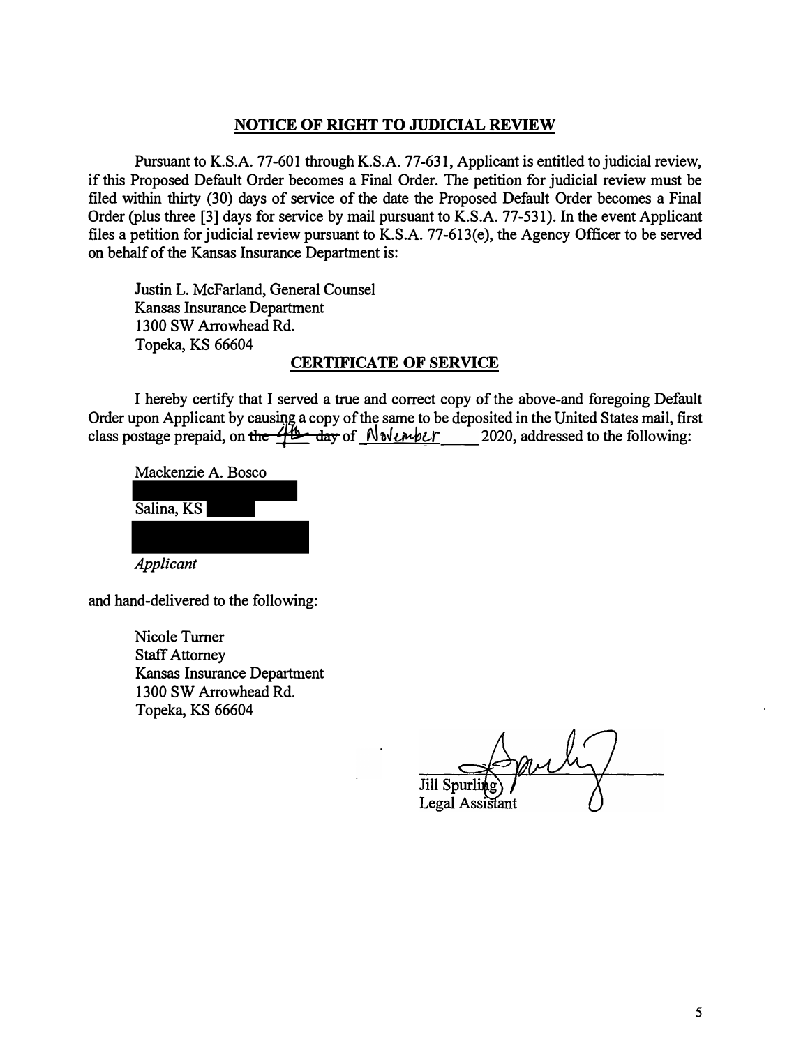## NOTICE OF RIGHT TO JUDICIAL REVIEW

Pursuant to K.S.A. 77-601 through K.S.A. 77-631, Applicant is entitled to judicial review, if this Proposed Default Order becomes a Final Order. The petition for judicial review must be filed within thirty (30) days of service of the date the Proposed Default Order becomes a Final Order (plus three [3] days for service by mail pursuant to K.S.A. 77-531). In the event Applicant files a petition for judicial review pursuant to K.S.A. 77-613(e), the Agency Officer to be served on behalf of the Kansas Insurance Department is:

Justin L. McFarland, General Counsel
Kansas Insurance Department
1300 SW Arrowhead Rd.
Topeka, KS 66604

## CERTIFICATE OF SERVICE

I hereby certify that I served a true and correct copy of the above-and foregoing Default Order upon Applicant by causing a copy of the same to be deposited in the United States mail, first class postage prepaid, on ~~the~~ 4th ~~day~~ of November 2020, addressed to the following:

Mackenzie A. Bosco
[REDACTED]
Salina, KS [REDACTED]
[REDACTED]
*Applicant*

and hand-delivered to the following:

Nicole Turner
Staff Attorney
Kansas Insurance Department
1300 SW Arrowhead Rd.
Topeka, KS 66604

Jill Spurling
Legal Assistant